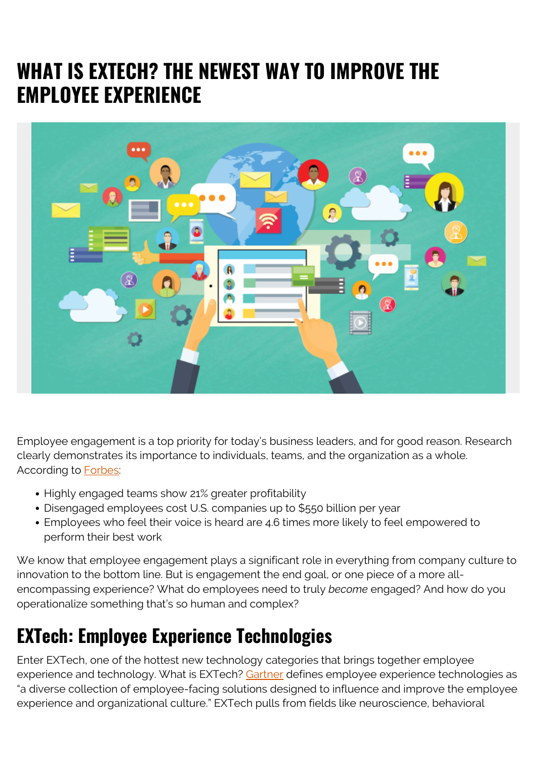# WHAT IS EXTECH? THE NEWEST WAY TO IMPROVE THE EMPLOYEE EXPERIENCE

Employee engagement is a top priority for today's business leaders, and for good reason. Research clearly demonstrates its importance to individuals, teams, and the organization as a whole. According to Forbes:

- Highly engaged teams show 21% greater profitability
- Disengaged employees cost U.S. companies up to $550 billion per year
- Employees who feel their voice is heard are 4.6 times more likely to feel empowered to perform their best work

We know that employee engagement plays a significant role in everything from company culture to innovation to the bottom line. But is engagement the end goal, or one piece of a more all-encompassing experience? What do employees need to truly *become* engaged? And how do you operationalize something that's so human and complex?

## EXTech: Employee Experience Technologies

Enter EXTech, one of the hottest new technology categories that brings together employee experience and technology. What is EXTech? Gartner defines employee experience technologies as "a diverse collection of employee-facing solutions designed to influence and improve the employee experience and organizational culture." EXTech pulls from fields like neuroscience, behavioral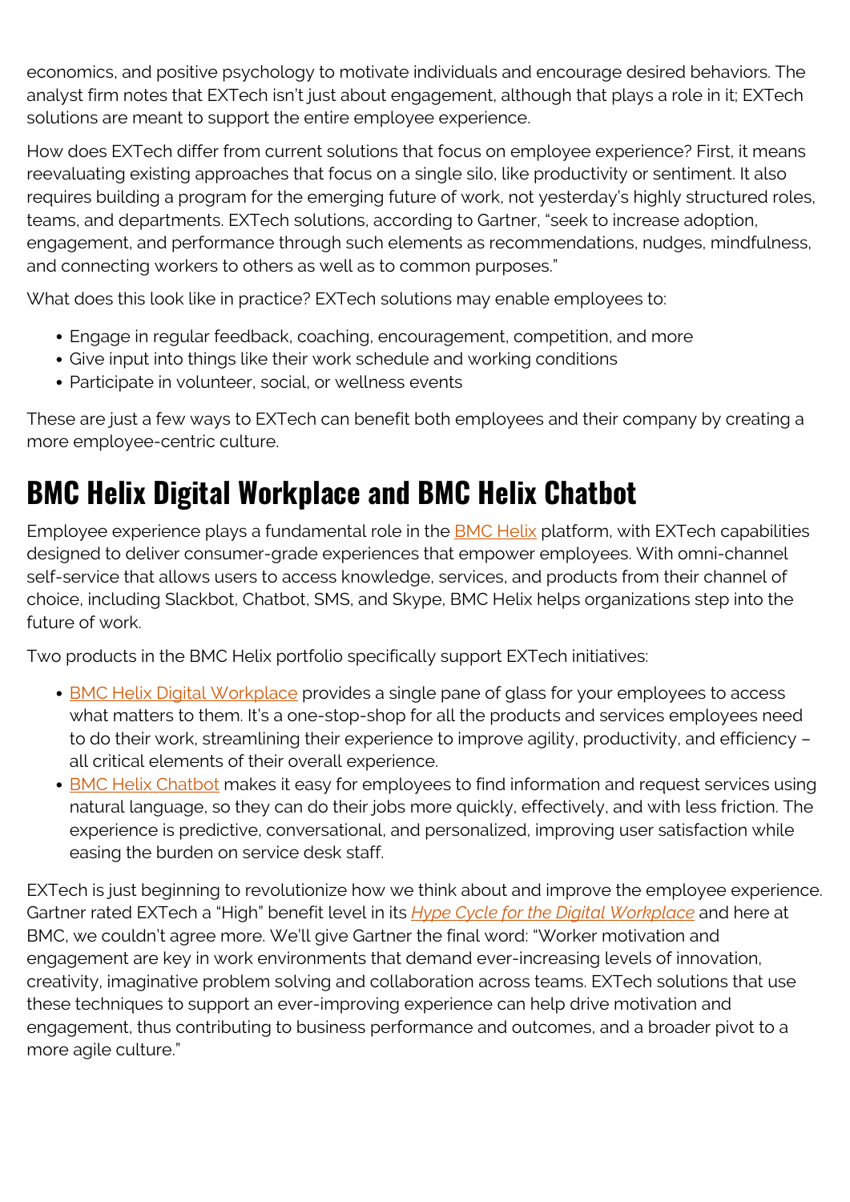economics, and positive psychology to motivate individuals and encourage desired behaviors. The analyst firm notes that EXTech isn't just about engagement, although that plays a role in it; EXTech solutions are meant to support the entire employee experience.

How does EXTech differ from current solutions that focus on employee experience? First, it means reevaluating existing approaches that focus on a single silo, like productivity or sentiment. It also requires building a program for the emerging future of work, not yesterday's highly structured roles, teams, and departments. EXTech solutions, according to Gartner, "seek to increase adoption, engagement, and performance through such elements as recommendations, nudges, mindfulness, and connecting workers to others as well as to common purposes."

What does this look like in practice? EXTech solutions may enable employees to:

- Engage in regular feedback, coaching, encouragement, competition, and more
- Give input into things like their work schedule and working conditions
- Participate in volunteer, social, or wellness events

These are just a few ways to EXTech can benefit both employees and their company by creating a more employee-centric culture.

## BMC Helix Digital Workplace and BMC Helix Chatbot

Employee experience plays a fundamental role in the BMC Helix platform, with EXTech capabilities designed to deliver consumer-grade experiences that empower employees. With omni-channel self-service that allows users to access knowledge, services, and products from their channel of choice, including Slackbot, Chatbot, SMS, and Skype, BMC Helix helps organizations step into the future of work.

Two products in the BMC Helix portfolio specifically support EXTech initiatives:

- BMC Helix Digital Workplace provides a single pane of glass for your employees to access what matters to them. It's a one-stop-shop for all the products and services employees need to do their work, streamlining their experience to improve agility, productivity, and efficiency – all critical elements of their overall experience.
- BMC Helix Chatbot makes it easy for employees to find information and request services using natural language, so they can do their jobs more quickly, effectively, and with less friction. The experience is predictive, conversational, and personalized, improving user satisfaction while easing the burden on service desk staff.

EXTech is just beginning to revolutionize how we think about and improve the employee experience. Gartner rated EXTech a "High" benefit level in its *Hype Cycle for the Digital Workplace* and here at BMC, we couldn't agree more. We'll give Gartner the final word: "Worker motivation and engagement are key in work environments that demand ever-increasing levels of innovation, creativity, imaginative problem solving and collaboration across teams. EXTech solutions that use these techniques to support an ever-improving experience can help drive motivation and engagement, thus contributing to business performance and outcomes, and a broader pivot to a more agile culture."